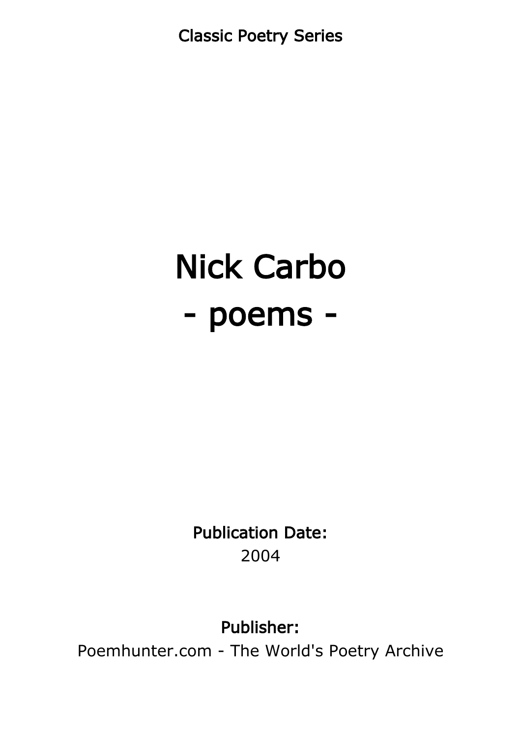Classic Poetry Series

# Nick Carbo
# - poems -

**Publication Date:**
2004

**Publisher:**
Poemhunter.com - The World's Poetry Archive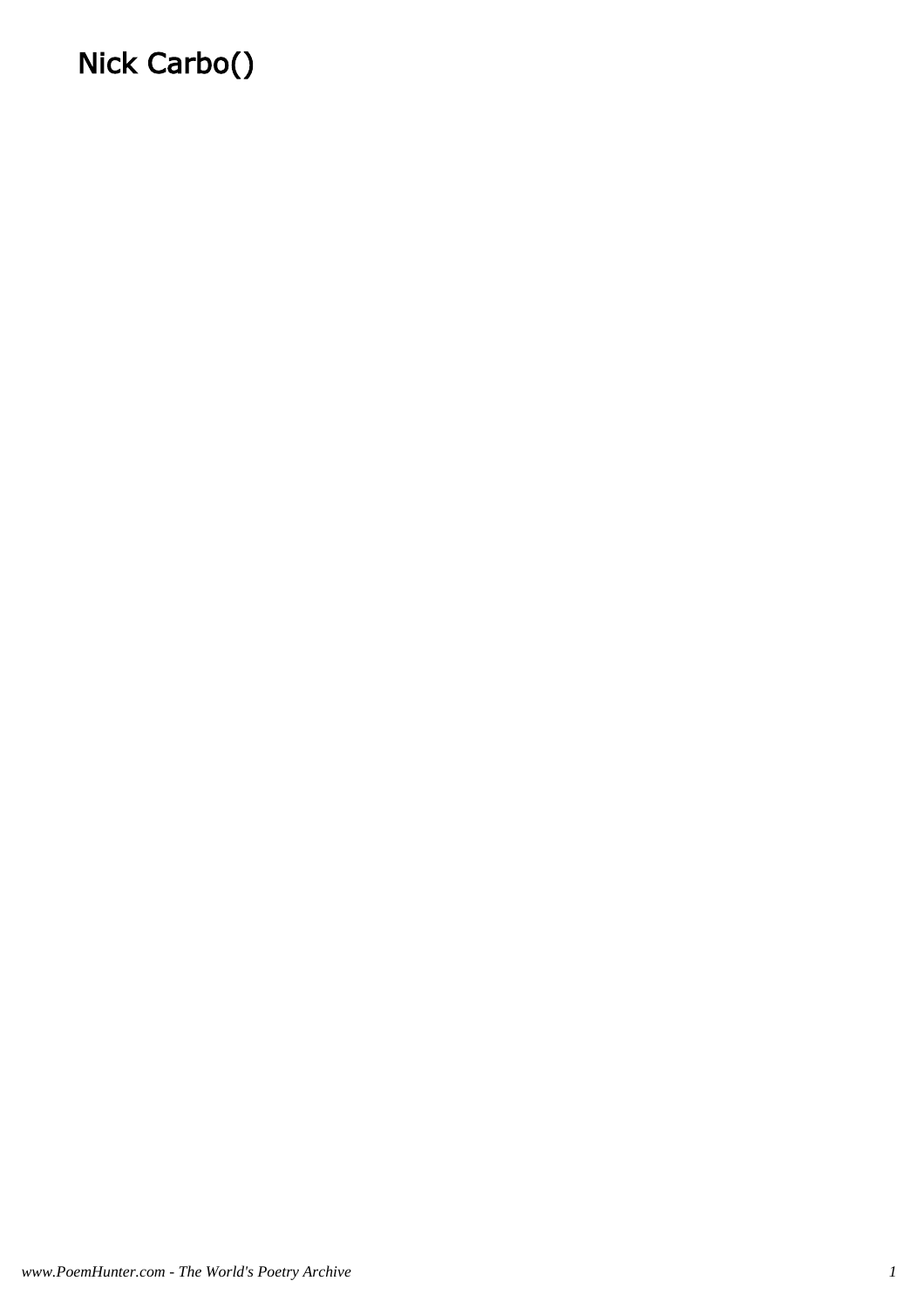# Nick Carbo()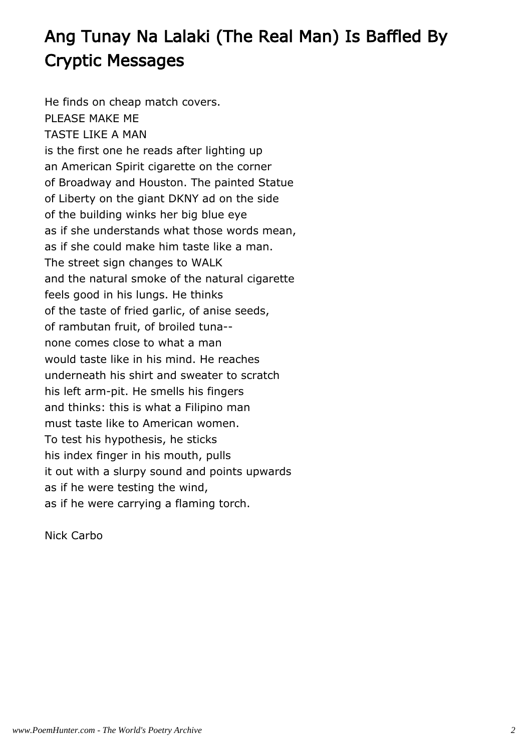# Ang Tunay Na Lalaki (The Real Man) Is Baffled By Cryptic Messages

He finds on cheap match covers.  
PLEASE MAKE ME  
TASTE LIKE A MAN  
is the first one he reads after lighting up  
an American Spirit cigarette on the corner  
of Broadway and Houston. The painted Statue  
of Liberty on the giant DKNY ad on the side  
of the building winks her big blue eye  
as if she understands what those words mean,  
as if she could make him taste like a man.  
The street sign changes to WALK  
and the natural smoke of the natural cigarette  
feels good in his lungs. He thinks  
of the taste of fried garlic, of anise seeds,  
of rambutan fruit, of broiled tuna--  
none comes close to what a man  
would taste like in his mind. He reaches  
underneath his shirt and sweater to scratch  
his left arm-pit. He smells his fingers  
and thinks: this is what a Filipino man  
must taste like to American women.  
To test his hypothesis, he sticks  
his index finger in his mouth, pulls  
it out with a slurpy sound and points upwards  
as if he were testing the wind,  
as if he were carrying a flaming torch.

Nick Carbo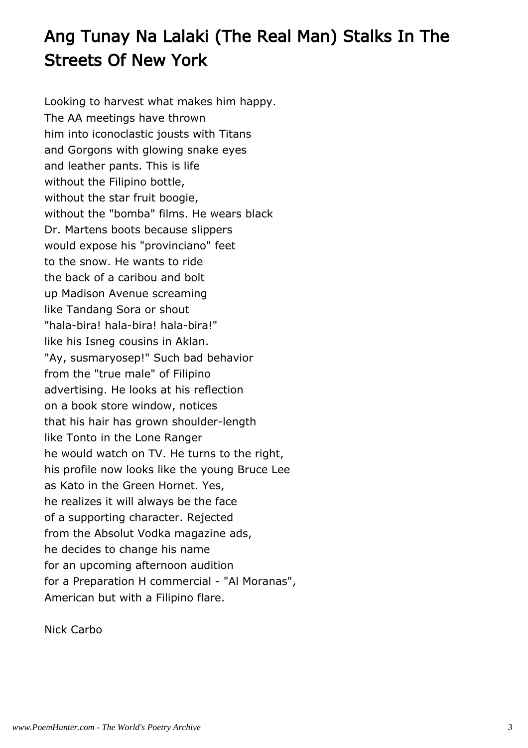# Ang Tunay Na Lalaki (The Real Man) Stalks In The Streets Of New York

Looking to harvest what makes him happy.
The AA meetings have thrown
him into iconoclastic jousts with Titans
and Gorgons with glowing snake eyes
and leather pants. This is life
without the Filipino bottle,
without the star fruit boogie,
without the "bomba" films. He wears black
Dr. Martens boots because slippers
would expose his "provinciano" feet
to the snow. He wants to ride
the back of a caribou and bolt
up Madison Avenue screaming
like Tandang Sora or shout
"hala-bira! hala-bira! hala-bira!"
like his Isneg cousins in Aklan.
"Ay, susmaryosep!" Such bad behavior
from the "true male" of Filipino
advertising. He looks at his reflection
on a book store window, notices
that his hair has grown shoulder-length
like Tonto in the Lone Ranger
he would watch on TV. He turns to the right,
his profile now looks like the young Bruce Lee
as Kato in the Green Hornet. Yes,
he realizes it will always be the face
of a supporting character. Rejected
from the Absolut Vodka magazine ads,
he decides to change his name
for an upcoming afternoon audition
for a Preparation H commercial - "Al Moranas",
American but with a Filipino flare.

Nick Carbo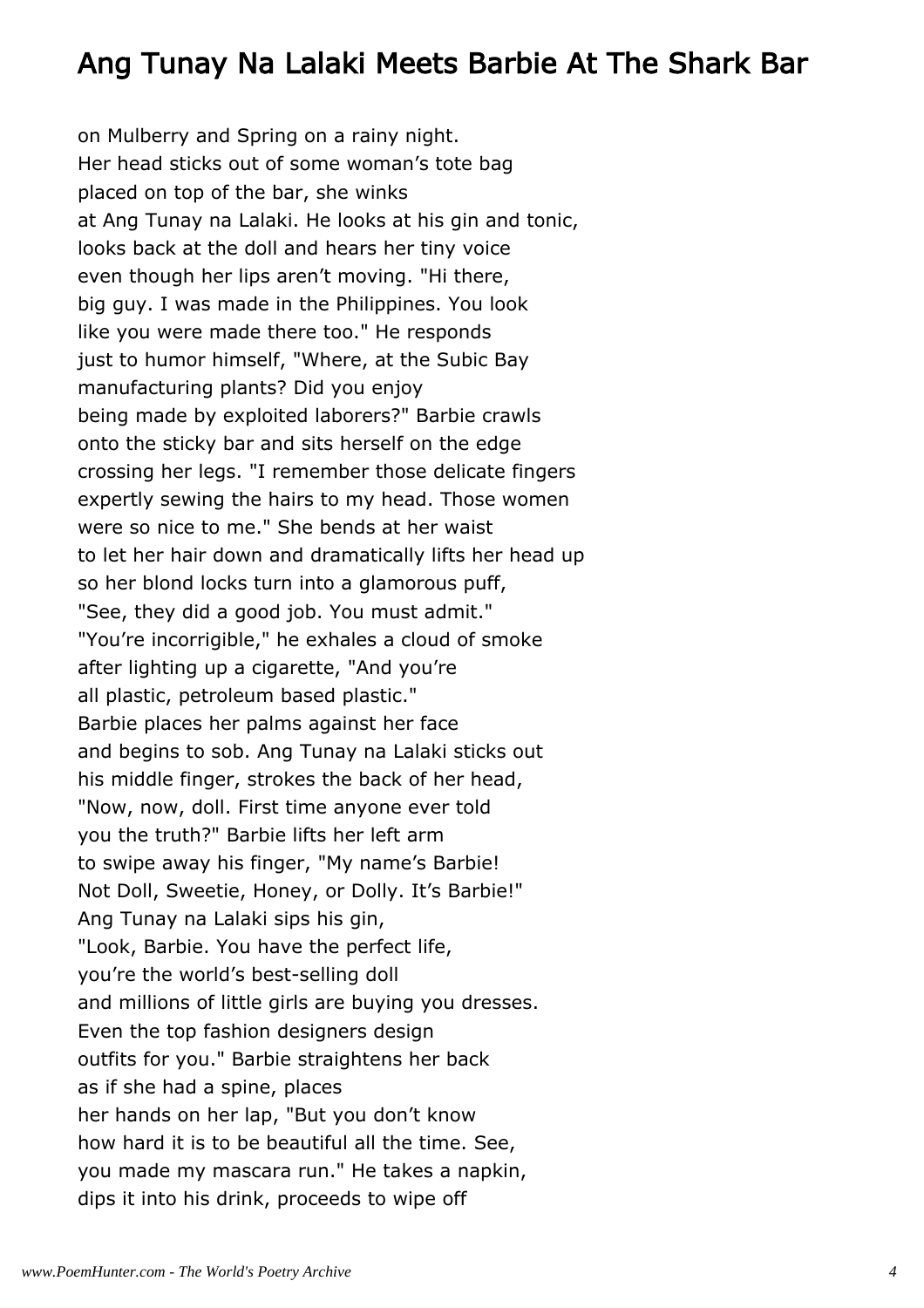# Ang Tunay Na Lalaki Meets Barbie At The Shark Bar

on Mulberry and Spring on a rainy night.
Her head sticks out of some woman's tote bag
placed on top of the bar, she winks
at Ang Tunay na Lalaki. He looks at his gin and tonic,
looks back at the doll and hears her tiny voice
even though her lips aren't moving. "Hi there,
big guy. I was made in the Philippines. You look
like you were made there too." He responds
just to humor himself, "Where, at the Subic Bay
manufacturing plants? Did you enjoy
being made by exploited laborers?" Barbie crawls
onto the sticky bar and sits herself on the edge
crossing her legs. "I remember those delicate fingers
expertly sewing the hairs to my head. Those women
were so nice to me." She bends at her waist
to let her hair down and dramatically lifts her head up
so her blond locks turn into a glamorous puff,
"See, they did a good job. You must admit."
"You're incorrigible," he exhales a cloud of smoke
after lighting up a cigarette, "And you're
all plastic, petroleum based plastic."
Barbie places her palms against her face
and begins to sob. Ang Tunay na Lalaki sticks out
his middle finger, strokes the back of her head,
"Now, now, doll. First time anyone ever told
you the truth?" Barbie lifts her left arm
to swipe away his finger, "My name's Barbie!
Not Doll, Sweetie, Honey, or Dolly. It's Barbie!"
Ang Tunay na Lalaki sips his gin,
"Look, Barbie. You have the perfect life,
you're the world's best-selling doll
and millions of little girls are buying you dresses.
Even the top fashion designers design
outfits for you." Barbie straightens her back
as if she had a spine, places
her hands on her lap, "But you don't know
how hard it is to be beautiful all the time. See,
you made my mascara run." He takes a napkin,
dips it into his drink, proceeds to wipe off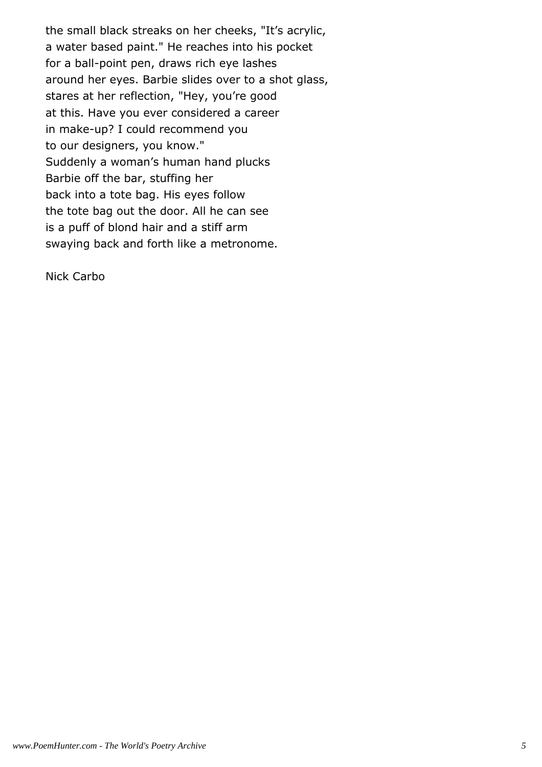the small black streaks on her cheeks, "It's acrylic,
a water based paint." He reaches into his pocket
for a ball-point pen, draws rich eye lashes
around her eyes. Barbie slides over to a shot glass,
stares at her reflection, "Hey, you're good
at this. Have you ever considered a career
in make-up? I could recommend you
to our designers, you know."
Suddenly a woman's human hand plucks
Barbie off the bar, stuffing her
back into a tote bag. His eyes follow
the tote bag out the door. All he can see
is a puff of blond hair and a stiff arm
swaying back and forth like a metronome.

Nick Carbo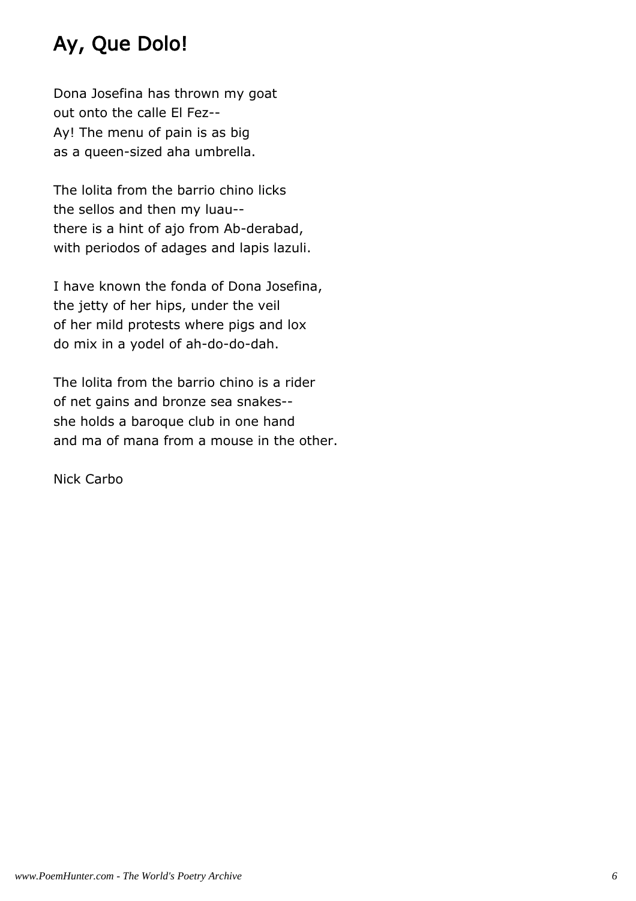## Ay, Que Dolo!

Dona Josefina has thrown my goat
out onto the calle El Fez--
Ay! The menu of pain is as big
as a queen-sized aha umbrella.

The lolita from the barrio chino licks
the sellos and then my luau--
there is a hint of ajo from Ab-derabad,
with periodos of adages and lapis lazuli.

I have known the fonda of Dona Josefina,
the jetty of her hips, under the veil
of her mild protests where pigs and lox
do mix in a yodel of ah-do-do-dah.

The lolita from the barrio chino is a rider
of net gains and bronze sea snakes--
she holds a baroque club in one hand
and ma of mana from a mouse in the other.

Nick Carbo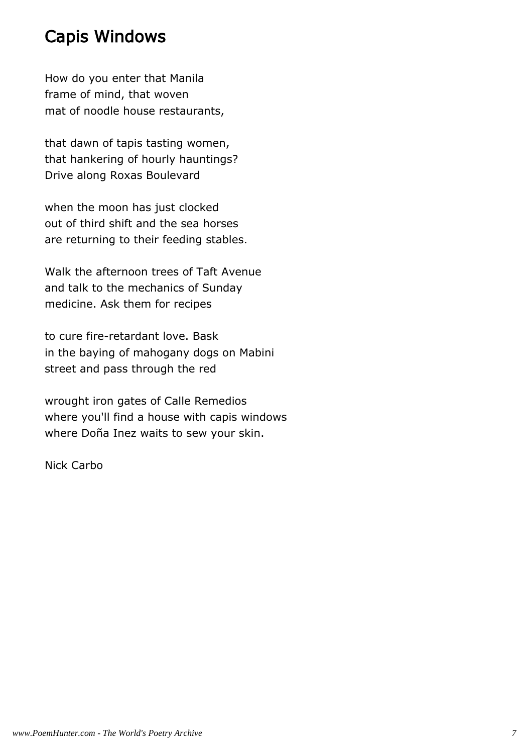## Capis Windows

How do you enter that Manila
frame of mind, that woven
mat of noodle house restaurants,

that dawn of tapis tasting women,
that hankering of hourly hauntings?
Drive along Roxas Boulevard

when the moon has just clocked
out of third shift and the sea horses
are returning to their feeding stables.

Walk the afternoon trees of Taft Avenue
and talk to the mechanics of Sunday
medicine. Ask them for recipes

to cure fire-retardant love. Bask
in the baying of mahogany dogs on Mabini
street and pass through the red

wrought iron gates of Calle Remedios
where you'll find a house with capis windows
where Doña Inez waits to sew your skin.

Nick Carbo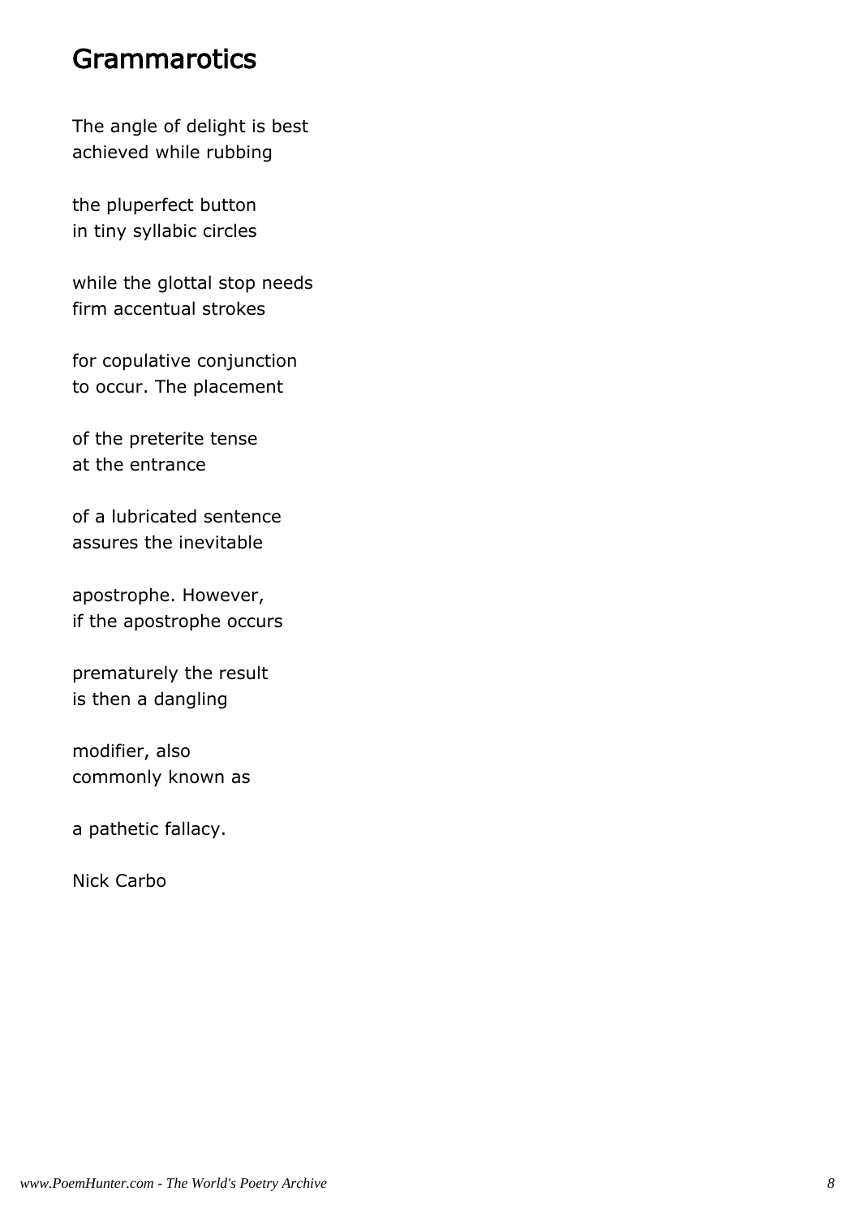## Grammarotics

The angle of delight is best  
achieved while rubbing

the pluperfect button  
in tiny syllabic circles

while the glottal stop needs  
firm accentual strokes

for copulative conjunction  
to occur. The placement

of the preterite tense  
at the entrance

of a lubricated sentence  
assures the inevitable

apostrophe. However,  
if the apostrophe occurs

prematurely the result  
is then a dangling

modifier, also  
commonly known as

a pathetic fallacy.

Nick Carbo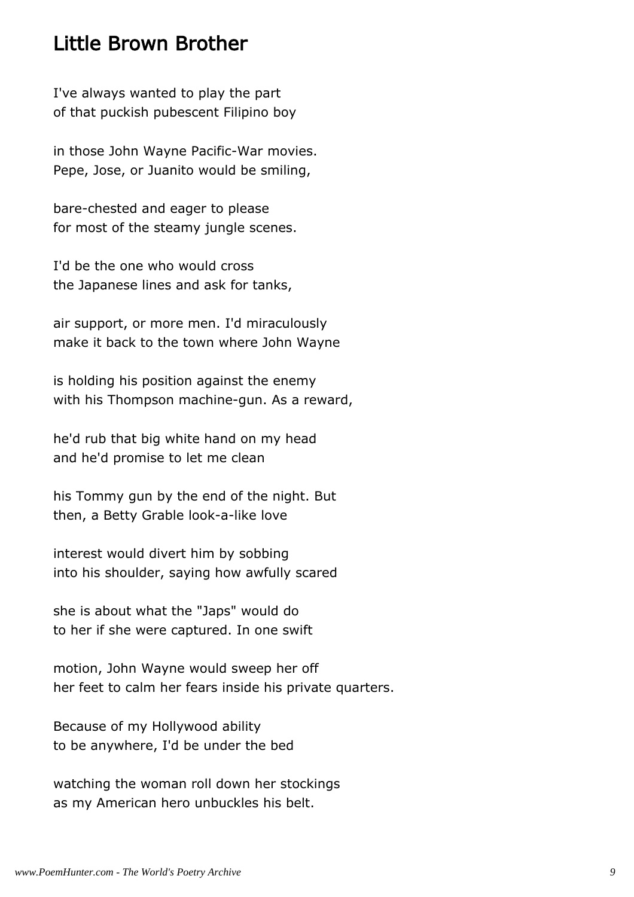## Little Brown Brother

I've always wanted to play the part
of that puckish pubescent Filipino boy

in those John Wayne Pacific-War movies.
Pepe, Jose, or Juanito would be smiling,

bare-chested and eager to please
for most of the steamy jungle scenes.

I'd be the one who would cross
the Japanese lines and ask for tanks,

air support, or more men. I'd miraculously
make it back to the town where John Wayne

is holding his position against the enemy
with his Thompson machine-gun. As a reward,

he'd rub that big white hand on my head
and he'd promise to let me clean

his Tommy gun by the end of the night. But
then, a Betty Grable look-a-like love

interest would divert him by sobbing
into his shoulder, saying how awfully scared

she is about what the "Japs" would do
to her if she were captured. In one swift

motion, John Wayne would sweep her off
her feet to calm her fears inside his private quarters.

Because of my Hollywood ability
to be anywhere, I'd be under the bed

watching the woman roll down her stockings
as my American hero unbuckles his belt.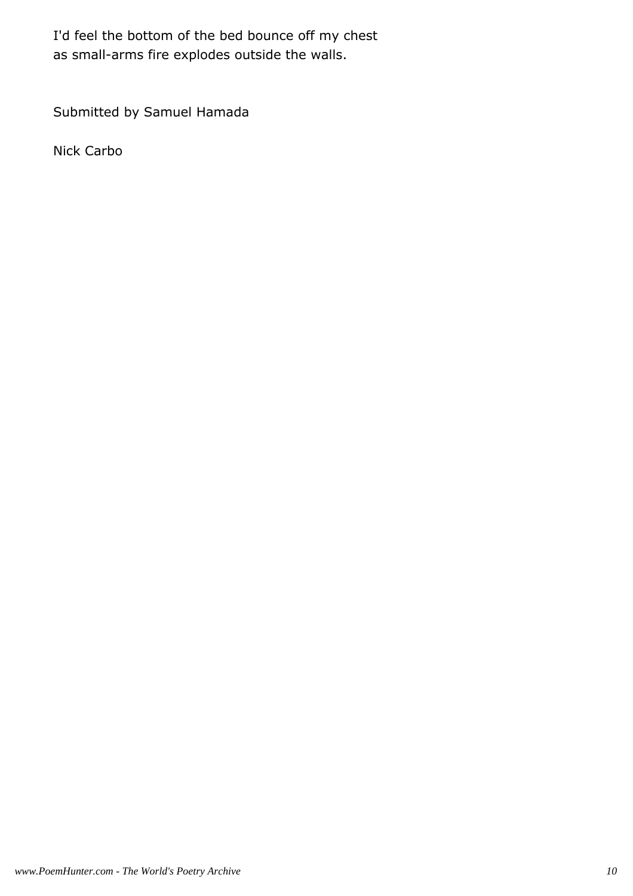I'd feel the bottom of the bed bounce off my chest
as small-arms fire explodes outside the walls.

Submitted by Samuel Hamada

Nick Carbo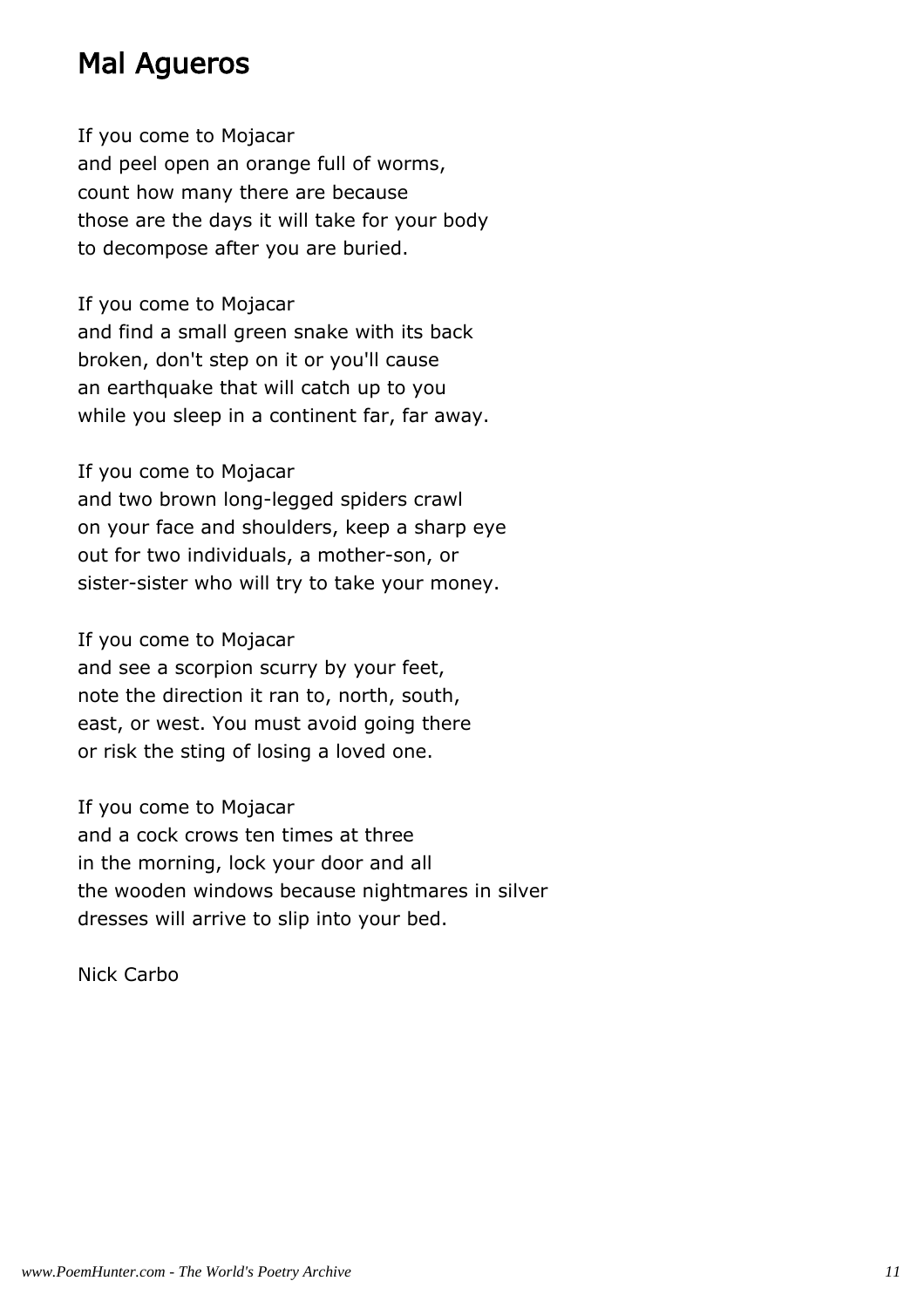## Mal Agueros

If you come to Mojacar
and peel open an orange full of worms,
count how many there are because
those are the days it will take for your body
to decompose after you are buried.

If you come to Mojacar
and find a small green snake with its back
broken, don't step on it or you'll cause
an earthquake that will catch up to you
while you sleep in a continent far, far away.

If you come to Mojacar
and two brown long-legged spiders crawl
on your face and shoulders, keep a sharp eye
out for two individuals, a mother-son, or
sister-sister who will try to take your money.

If you come to Mojacar
and see a scorpion scurry by your feet,
note the direction it ran to, north, south,
east, or west. You must avoid going there
or risk the sting of losing a loved one.

If you come to Mojacar
and a cock crows ten times at three
in the morning, lock your door and all
the wooden windows because nightmares in silver
dresses will arrive to slip into your bed.

Nick Carbo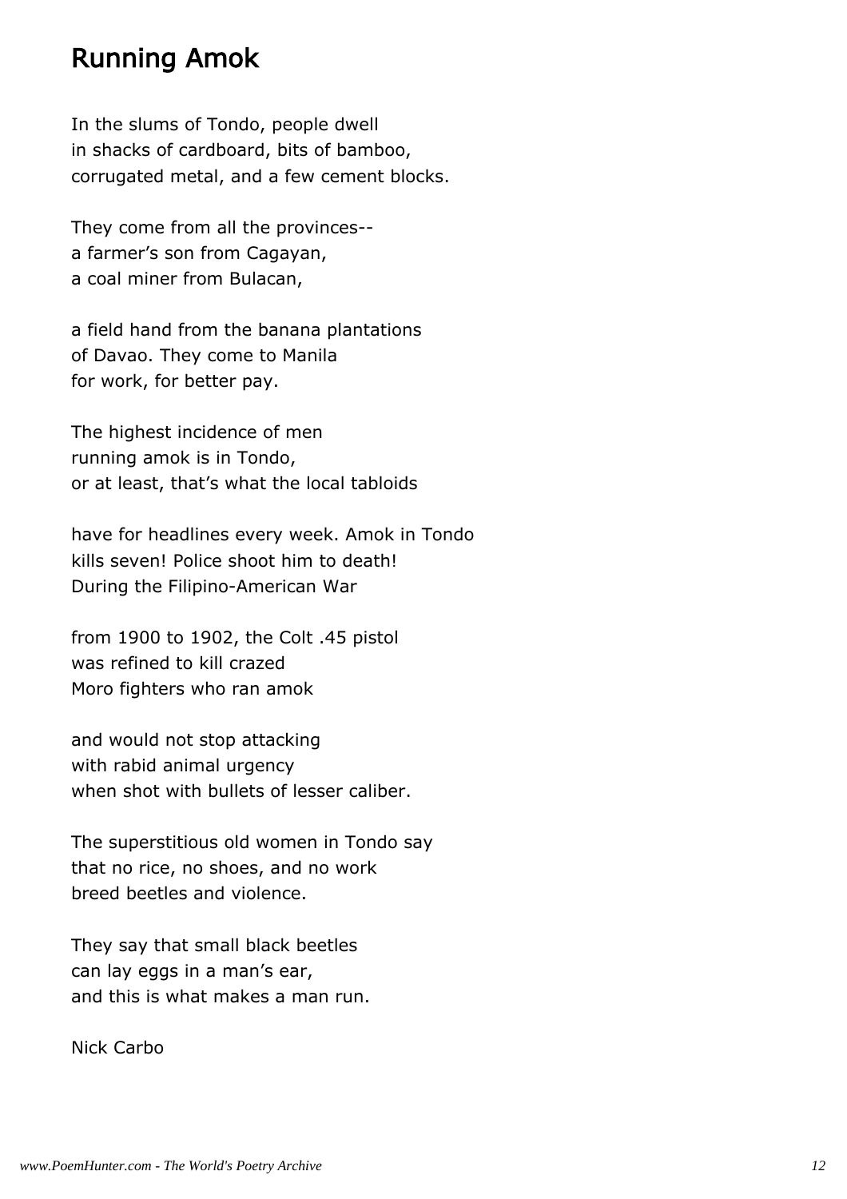## Running Amok

In the slums of Tondo, people dwell
in shacks of cardboard, bits of bamboo,
corrugated metal, and a few cement blocks.

They come from all the provinces--
a farmer's son from Cagayan,
a coal miner from Bulacan,

a field hand from the banana plantations
of Davao. They come to Manila
for work, for better pay.

The highest incidence of men
running amok is in Tondo,
or at least, that's what the local tabloids

have for headlines every week. Amok in Tondo
kills seven! Police shoot him to death!
During the Filipino-American War

from 1900 to 1902, the Colt .45 pistol
was refined to kill crazed
Moro fighters who ran amok

and would not stop attacking
with rabid animal urgency
when shot with bullets of lesser caliber.

The superstitious old women in Tondo say
that no rice, no shoes, and no work
breed beetles and violence.

They say that small black beetles
can lay eggs in a man's ear,
and this is what makes a man run.

Nick Carbo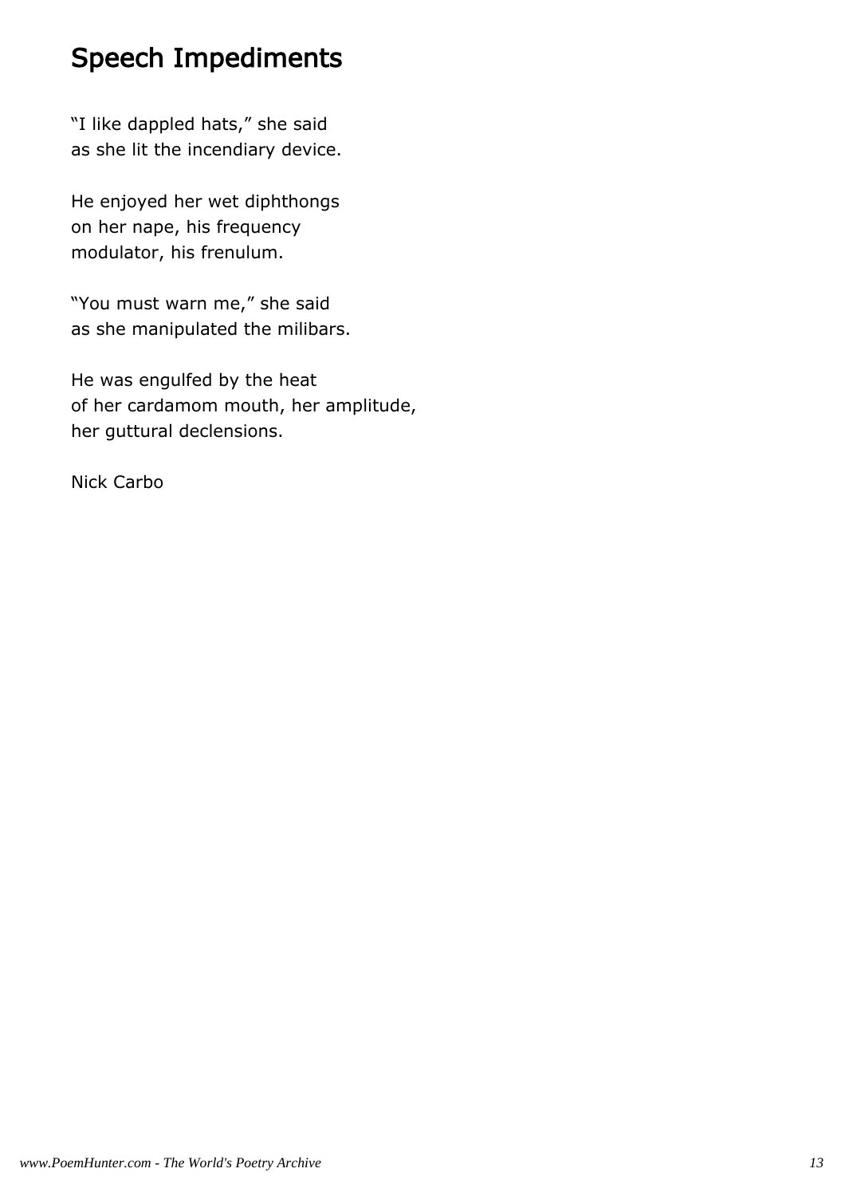# Speech Impediments

"I like dappled hats," she said  
as she lit the incendiary device.

He enjoyed her wet diphthongs  
on her nape, his frequency  
modulator, his frenulum.

"You must warn me," she said  
as she manipulated the milibars.

He was engulfed by the heat  
of her cardamom mouth, her amplitude,  
her guttural declensions.

Nick Carbo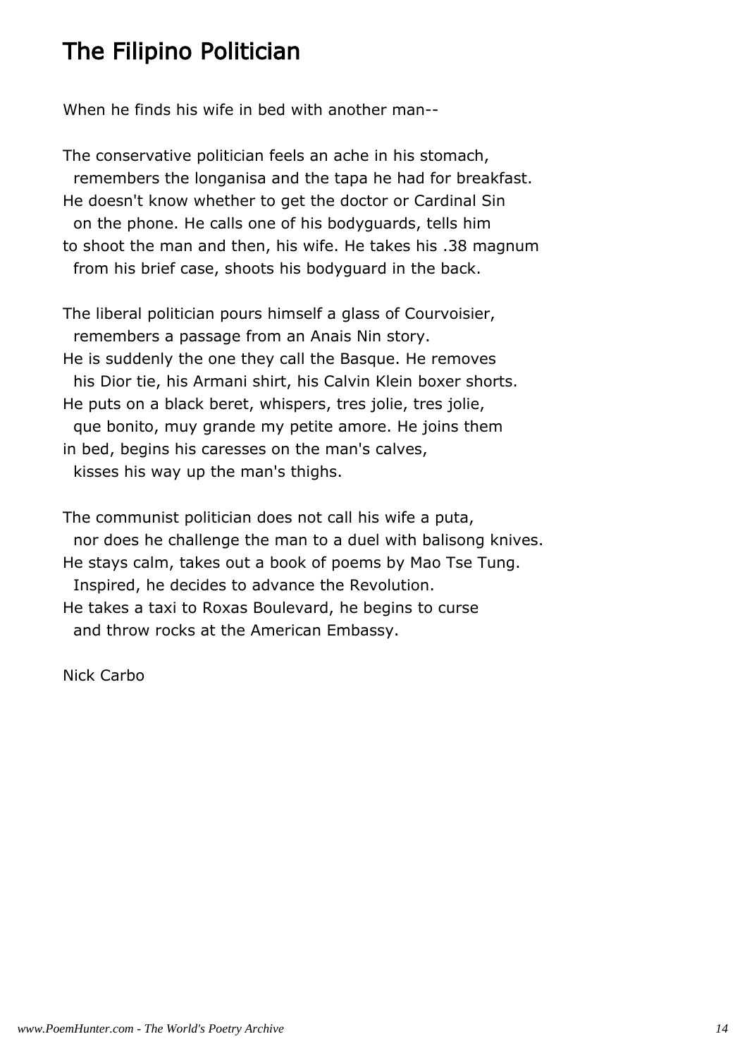# The Filipino Politician

When he finds his wife in bed with another man--

The conservative politician feels an ache in his stomach,  
  remembers the longanisa and the tapa he had for breakfast.  
He doesn't know whether to get the doctor or Cardinal Sin  
  on the phone. He calls one of his bodyguards, tells him  
to shoot the man and then, his wife. He takes his .38 magnum  
  from his brief case, shoots his bodyguard in the back.

The liberal politician pours himself a glass of Courvoisier,  
  remembers a passage from an Anais Nin story.  
He is suddenly the one they call the Basque. He removes  
  his Dior tie, his Armani shirt, his Calvin Klein boxer shorts.  
He puts on a black beret, whispers, tres jolie, tres jolie,  
  que bonito, muy grande my petite amore. He joins them  
in bed, begins his caresses on the man's calves,  
  kisses his way up the man's thighs.

The communist politician does not call his wife a puta,  
  nor does he challenge the man to a duel with balisong knives.  
He stays calm, takes out a book of poems by Mao Tse Tung.  
  Inspired, he decides to advance the Revolution.  
He takes a taxi to Roxas Boulevard, he begins to curse  
  and throw rocks at the American Embassy.

Nick Carbo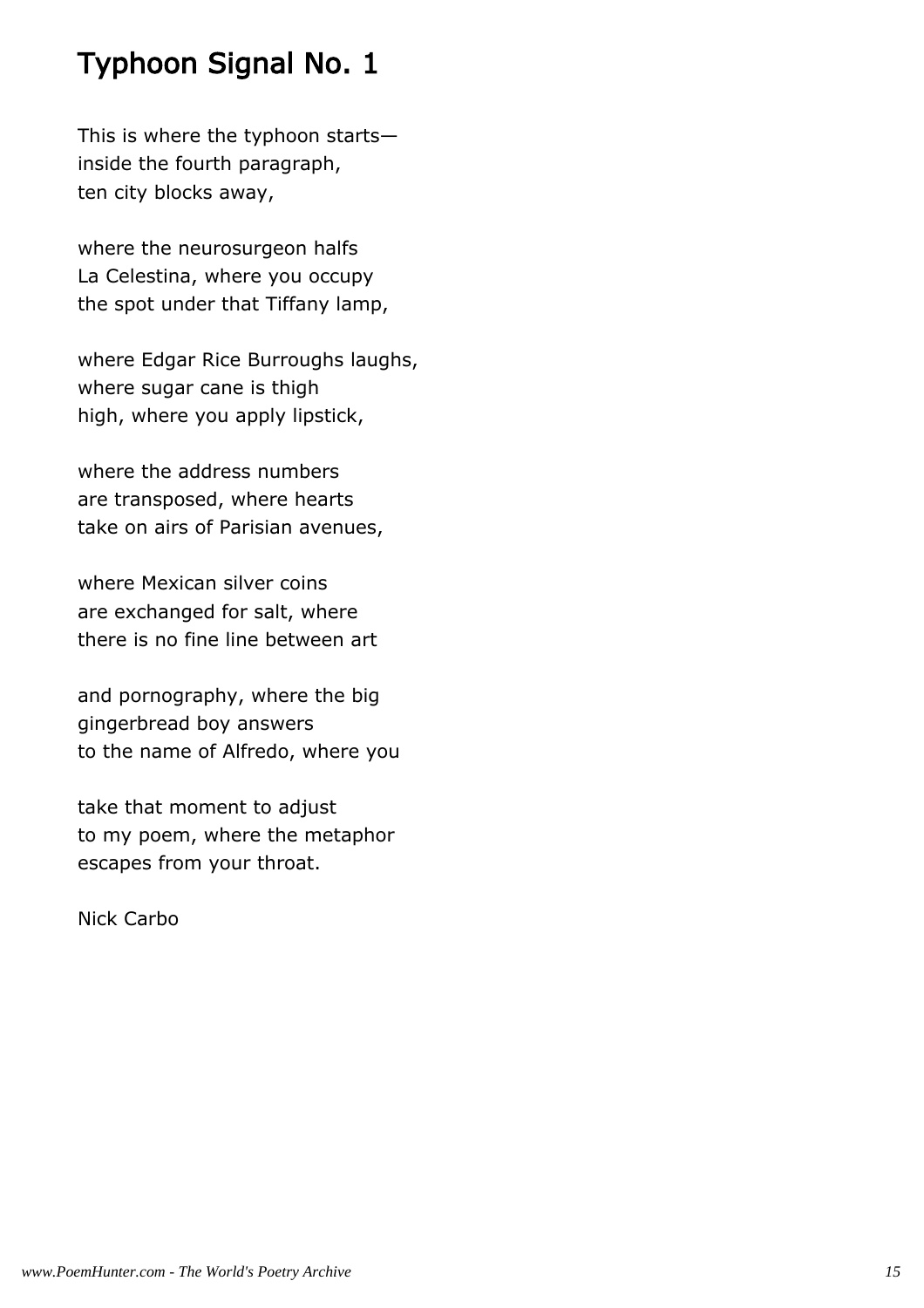# Typhoon Signal No. 1

This is where the typhoon starts—
inside the fourth paragraph,
ten city blocks away,

where the neurosurgeon halfs
La Celestina, where you occupy
the spot under that Tiffany lamp,

where Edgar Rice Burroughs laughs,
where sugar cane is thigh
high, where you apply lipstick,

where the address numbers
are transposed, where hearts
take on airs of Parisian avenues,

where Mexican silver coins
are exchanged for salt, where
there is no fine line between art

and pornography, where the big
gingerbread boy answers
to the name of Alfredo, where you

take that moment to adjust
to my poem, where the metaphor
escapes from your throat.

Nick Carbo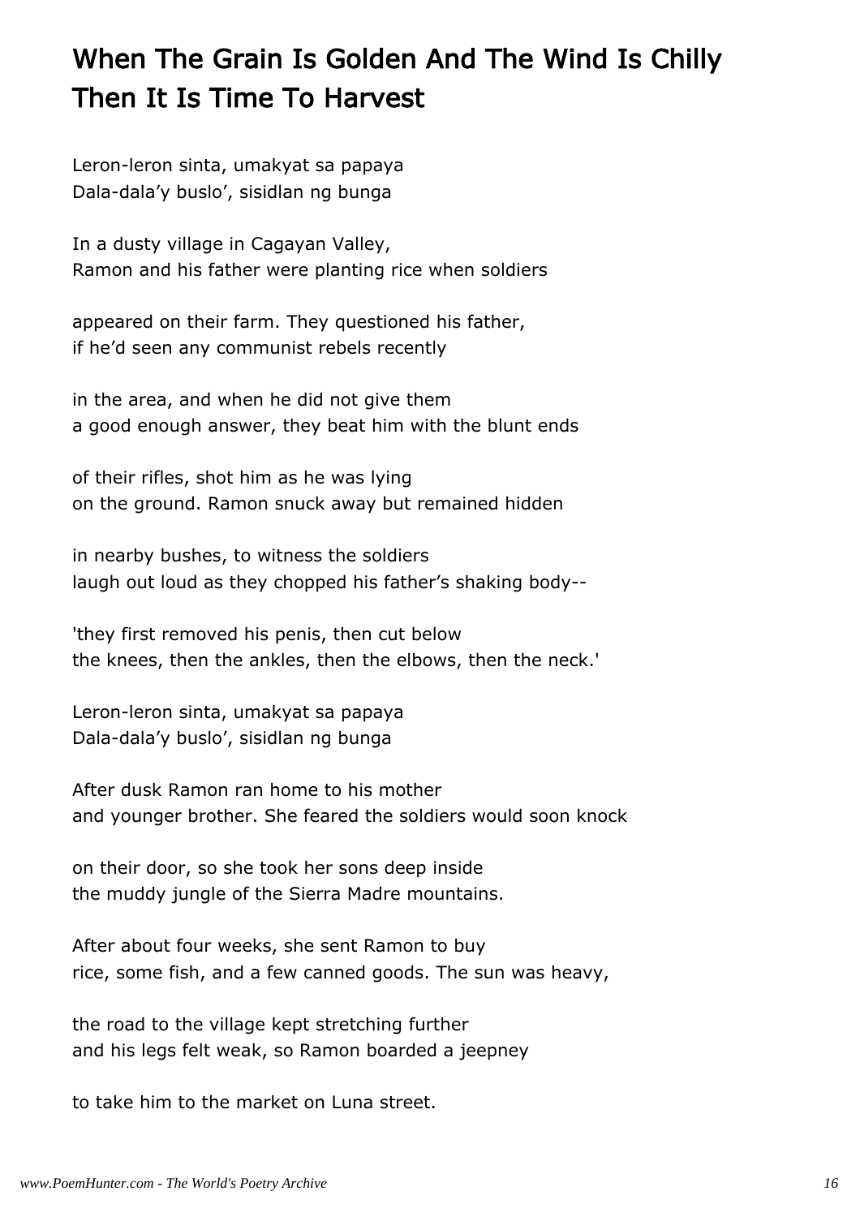# When The Grain Is Golden And The Wind Is Chilly Then It Is Time To Harvest

Leron-leron sinta, umakyat sa papaya
Dala-dala'y buslo', sisidlan ng bunga

In a dusty village in Cagayan Valley,
Ramon and his father were planting rice when soldiers

appeared on their farm. They questioned his father,
if he'd seen any communist rebels recently

in the area, and when he did not give them
a good enough answer, they beat him with the blunt ends

of their rifles, shot him as he was lying
on the ground. Ramon snuck away but remained hidden

in nearby bushes, to witness the soldiers
laugh out loud as they chopped his father's shaking body--

'they first removed his penis, then cut below
the knees, then the ankles, then the elbows, then the neck.'

Leron-leron sinta, umakyat sa papaya
Dala-dala'y buslo', sisidlan ng bunga

After dusk Ramon ran home to his mother
and younger brother. She feared the soldiers would soon knock

on their door, so she took her sons deep inside
the muddy jungle of the Sierra Madre mountains.

After about four weeks, she sent Ramon to buy
rice, some fish, and a few canned goods. The sun was heavy,

the road to the village kept stretching further
and his legs felt weak, so Ramon boarded a jeepney

to take him to the market on Luna street.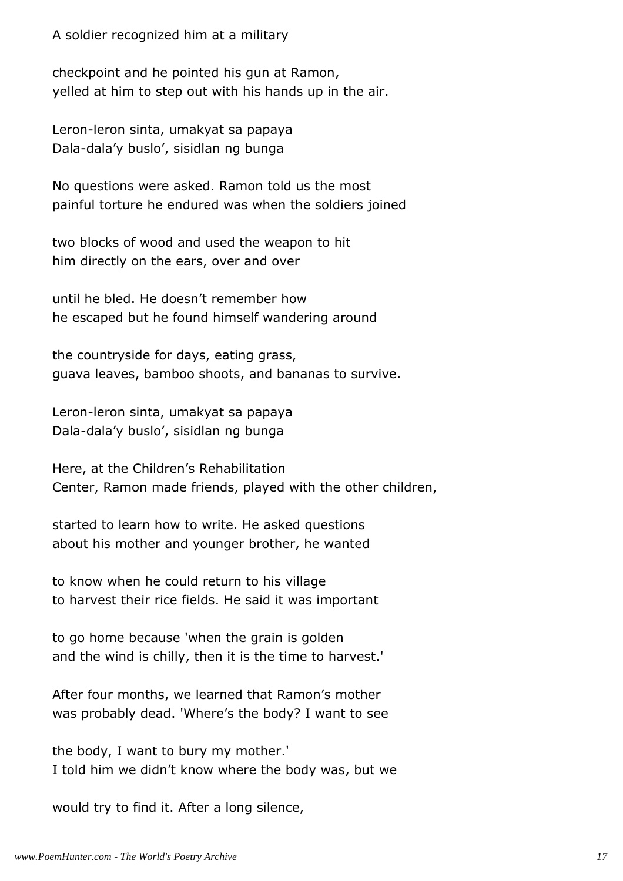A soldier recognized him at a military

checkpoint and he pointed his gun at Ramon,
yelled at him to step out with his hands up in the air.

Leron-leron sinta, umakyat sa papaya
Dala-dala'y buslo', sisidlan ng bunga

No questions were asked. Ramon told us the most
painful torture he endured was when the soldiers joined

two blocks of wood and used the weapon to hit
him directly on the ears, over and over

until he bled. He doesn't remember how
he escaped but he found himself wandering around

the countryside for days, eating grass,
guava leaves, bamboo shoots, and bananas to survive.

Leron-leron sinta, umakyat sa papaya
Dala-dala'y buslo', sisidlan ng bunga

Here, at the Children's Rehabilitation
Center, Ramon made friends, played with the other children,

started to learn how to write. He asked questions
about his mother and younger brother, he wanted

to know when he could return to his village
to harvest their rice fields. He said it was important

to go home because 'when the grain is golden
and the wind is chilly, then it is the time to harvest.'

After four months, we learned that Ramon's mother
was probably dead. 'Where's the body? I want to see

the body, I want to bury my mother.'
I told him we didn't know where the body was, but we

would try to find it. After a long silence,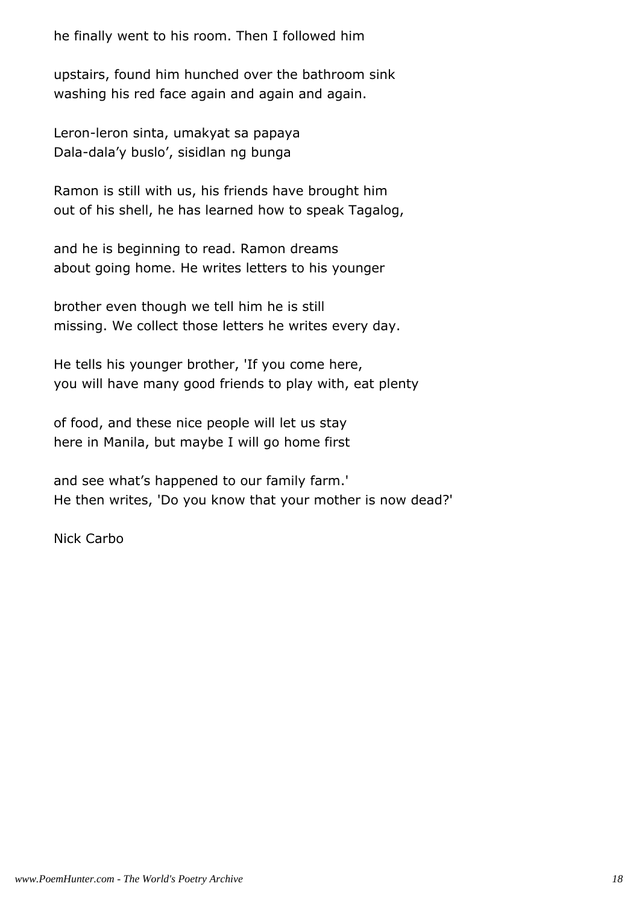he finally went to his room. Then I followed him

upstairs, found him hunched over the bathroom sink
washing his red face again and again and again.

Leron-leron sinta, umakyat sa papaya
Dala-dala'y buslo', sisidlan ng bunga

Ramon is still with us, his friends have brought him
out of his shell, he has learned how to speak Tagalog,

and he is beginning to read. Ramon dreams
about going home. He writes letters to his younger

brother even though we tell him he is still
missing. We collect those letters he writes every day.

He tells his younger brother, 'If you come here,
you will have many good friends to play with, eat plenty

of food, and these nice people will let us stay
here in Manila, but maybe I will go home first

and see what's happened to our family farm.'
He then writes, 'Do you know that your mother is now dead?'

Nick Carbo